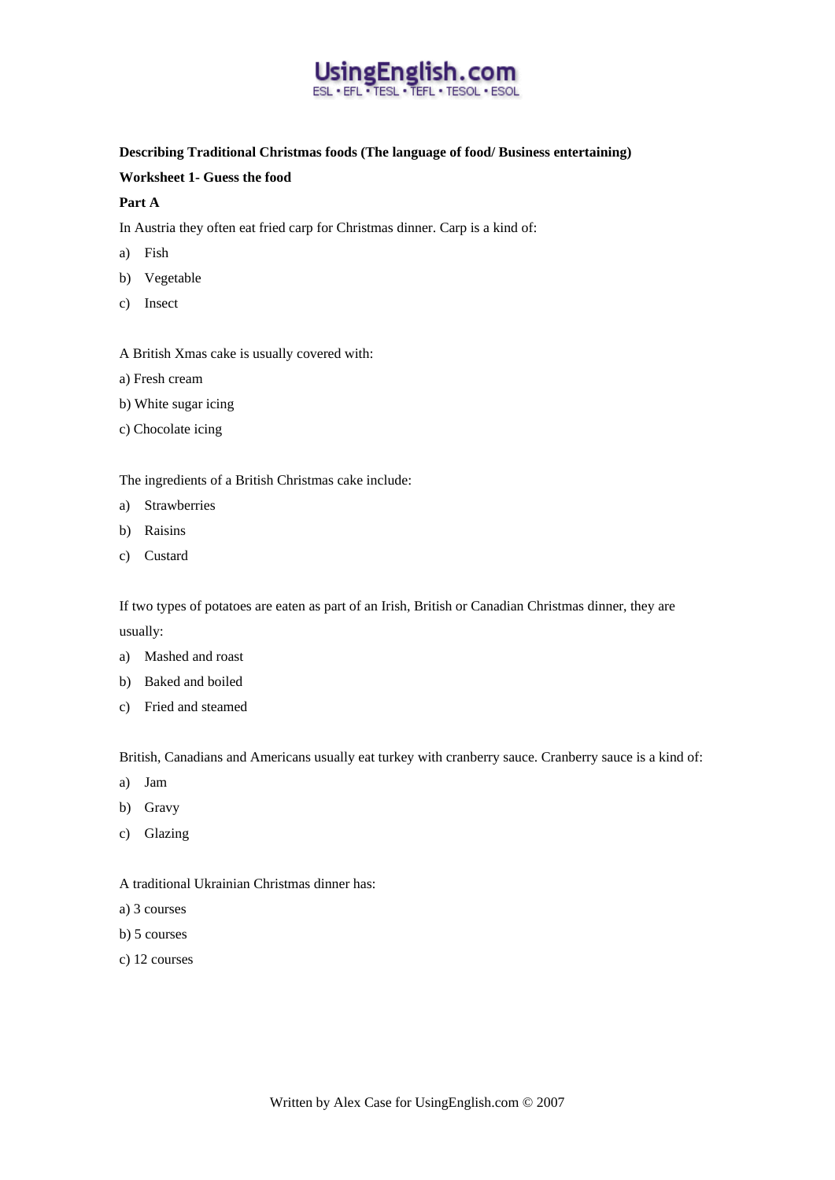**Describing Traditional Christmas foods (The language of food/ Business entertaining)**

**Worksheet 1- Guess the food**

**Part A**

In Austria they often eat fried carp for Christmas dinner. Carp is a kind of:

a) Fish

b) Vegetable

c) Insect

A British Xmas cake is usually covered with:

a) Fresh cream

b) White sugar icing

c) Chocolate icing

The ingredients of a British Christmas cake include:

a) Strawberries

b) Raisins

c) Custard

If two types of potatoes are eaten as part of an Irish, British or Canadian Christmas dinner, they are usually:

a) Mashed and roast

b) Baked and boiled

c) Fried and steamed

British, Canadians and Americans usually eat turkey with cranberry sauce. Cranberry sauce is a kind of:

a) Jam

b) Gravy

c) Glazing

A traditional Ukrainian Christmas dinner has:

a) 3 courses

b) 5 courses

c) 12 courses

Written by Alex Case for UsingEnglish.com © 2007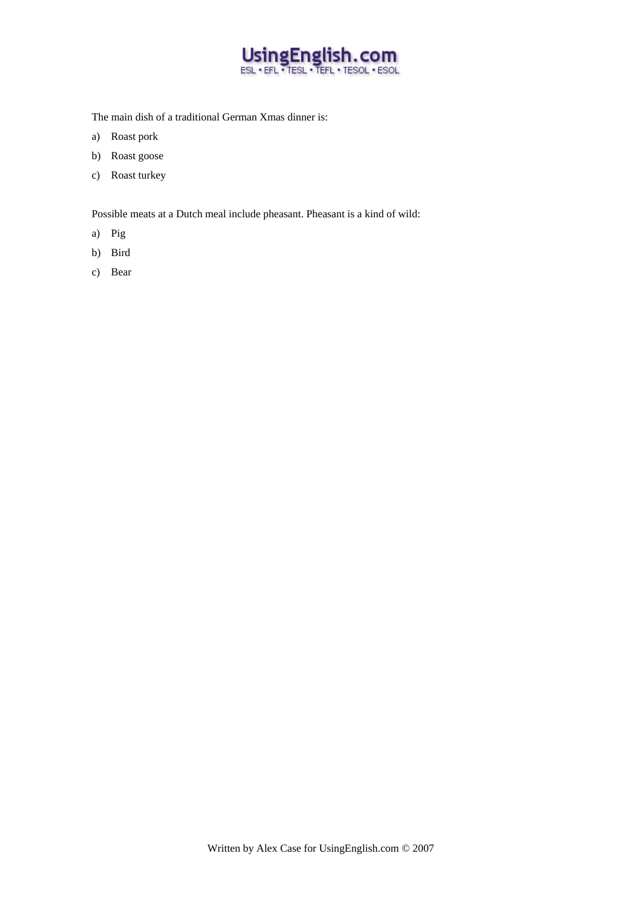The main dish of a traditional German Xmas dinner is:

a) Roast pork

b) Roast goose

c) Roast turkey

Possible meats at a Dutch meal include pheasant. Pheasant is a kind of wild:

a) Pig

b) Bird

c) Bear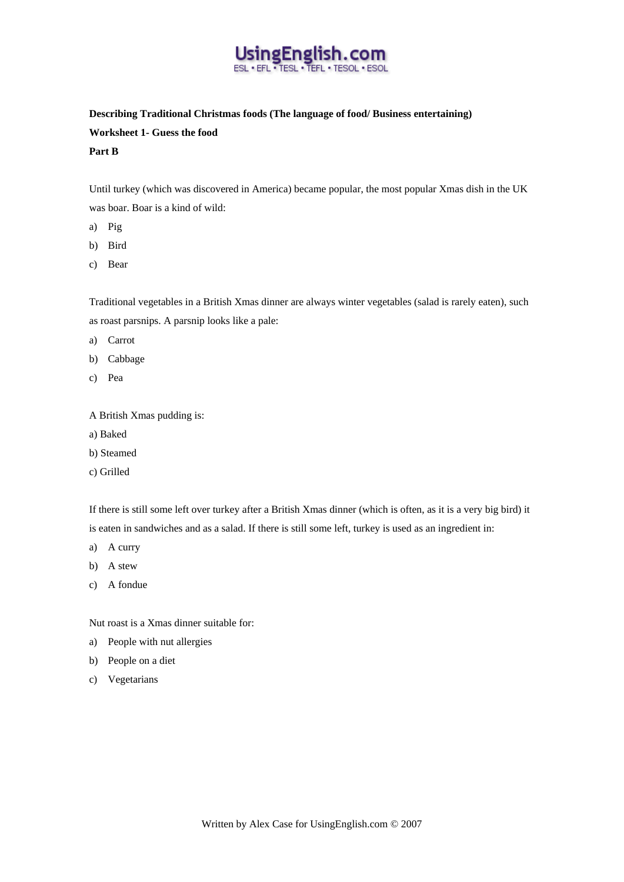**Describing Traditional Christmas foods (The language of food/ Business entertaining)**

**Worksheet 1- Guess the food**

**Part B**

Until turkey (which was discovered in America) became popular, the most popular Xmas dish in the UK was boar. Boar is a kind of wild:

a) Pig
b) Bird
c) Bear

Traditional vegetables in a British Xmas dinner are always winter vegetables (salad is rarely eaten), such as roast parsnips. A parsnip looks like a pale:

a) Carrot
b) Cabbage
c) Pea

A British Xmas pudding is:

a) Baked
b) Steamed
c) Grilled

If there is still some left over turkey after a British Xmas dinner (which is often, as it is a very big bird) it is eaten in sandwiches and as a salad. If there is still some left, turkey is used as an ingredient in:

a) A curry
b) A stew
c) A fondue

Nut roast is a Xmas dinner suitable for:

a) People with nut allergies
b) People on a diet
c) Vegetarians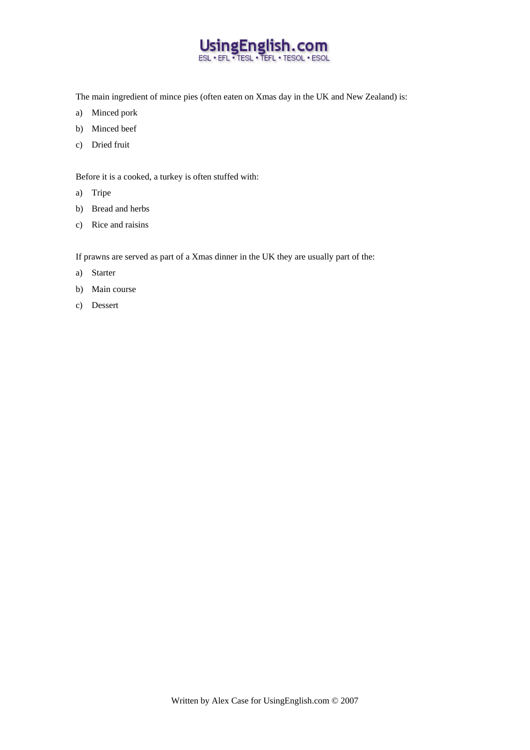The main ingredient of mince pies (often eaten on Xmas day in the UK and New Zealand) is:

a) Minced pork

b) Minced beef

c) Dried fruit

Before it is a cooked, a turkey is often stuffed with:

a) Tripe

b) Bread and herbs

c) Rice and raisins

If prawns are served as part of a Xmas dinner in the UK they are usually part of the:

a) Starter

b) Main course

c) Dessert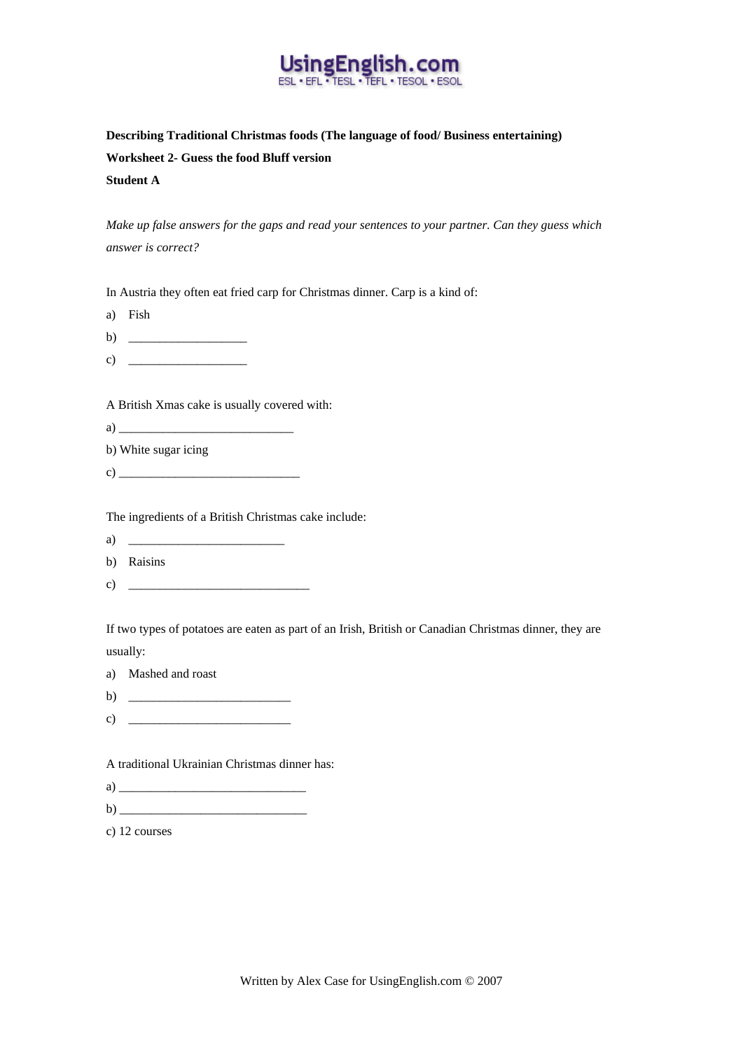UsingEnglish.com
ESL • EFL • TESL • TEFL • TESOL • ESOL

**Describing Traditional Christmas foods (The language of food/ Business entertaining)**

**Worksheet 2- Guess the food Bluff version**

**Student A**

*Make up false answers for the gaps and read your sentences to your partner. Can they guess which answer is correct?*

In Austria they often eat fried carp for Christmas dinner. Carp is a kind of:

a) Fish

b) ___________________

c) ___________________

A British Xmas cake is usually covered with:

a) ____________________________

b) White sugar icing

c) _____________________________

The ingredients of a British Christmas cake include:

a) _________________________

b) Raisins

c) _____________________________

If two types of potatoes are eaten as part of an Irish, British or Canadian Christmas dinner, they are usually:

a) Mashed and roast

b) __________________________

c) __________________________

A traditional Ukrainian Christmas dinner has:

a) ______________________________

b) ______________________________

c) 12 courses

Written by Alex Case for UsingEnglish.com © 2007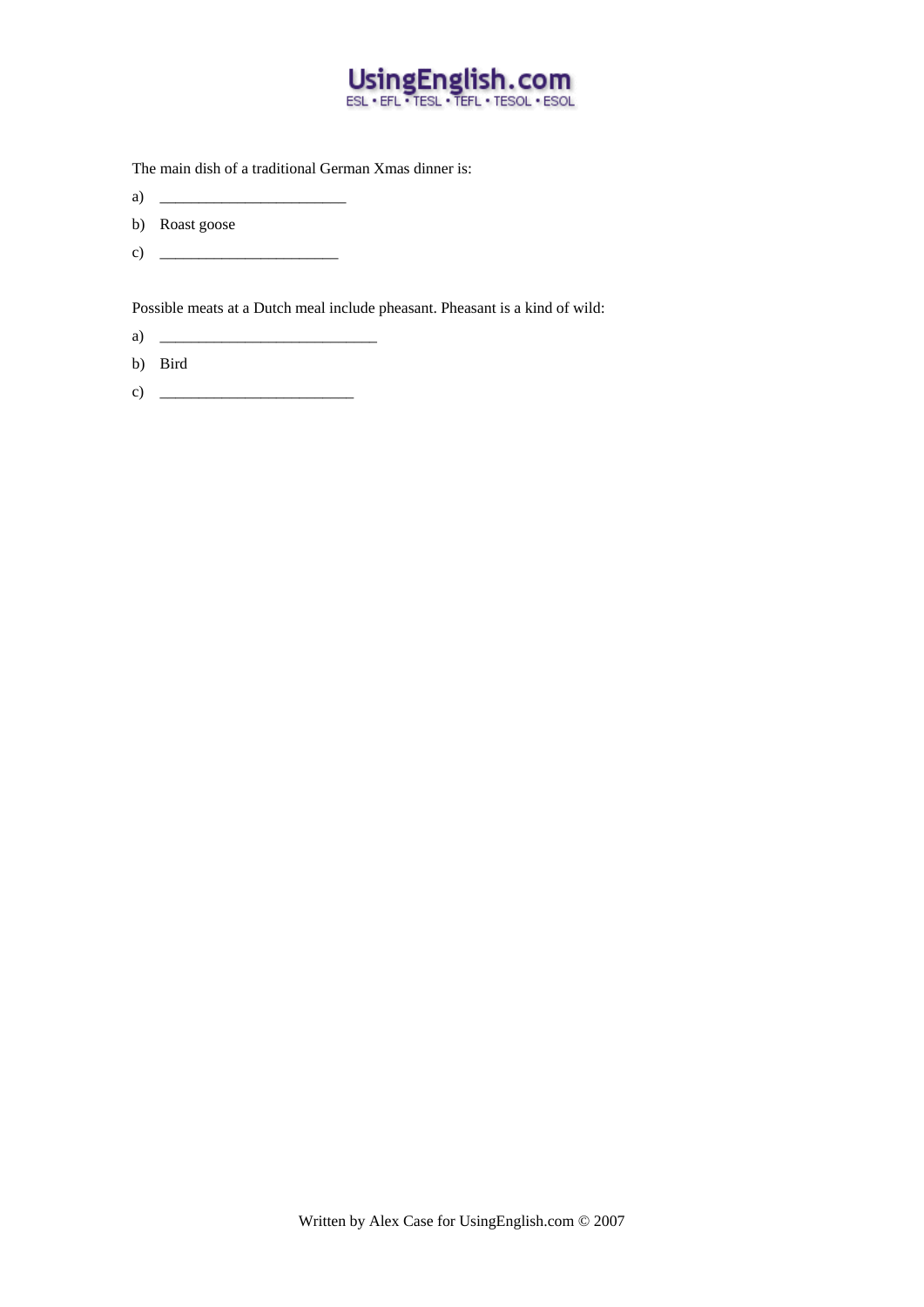The main dish of a traditional German Xmas dinner is:

a) ________________________

b) Roast goose

c) _______________________

Possible meats at a Dutch meal include pheasant. Pheasant is a kind of wild:

a) ____________________________

b) Bird

c) _________________________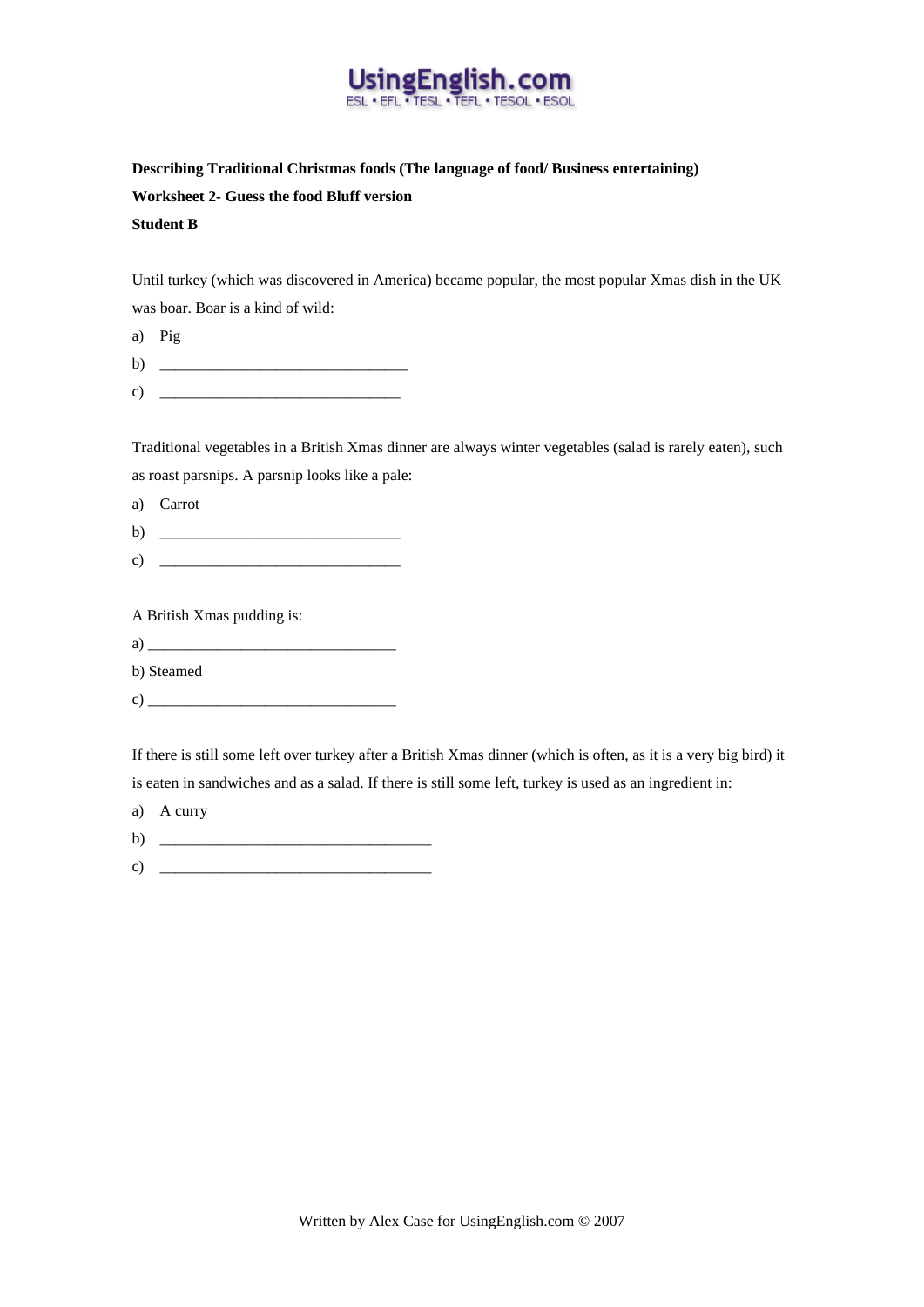**Describing Traditional Christmas foods (The language of food/ Business entertaining)**

**Worksheet 2- Guess the food Bluff version**

**Student B**

Until turkey (which was discovered in America) became popular, the most popular Xmas dish in the UK was boar. Boar is a kind of wild:

a) Pig

b) ________________________________

c) ________________________________

Traditional vegetables in a British Xmas dinner are always winter vegetables (salad is rarely eaten), such as roast parsnips. A parsnip looks like a pale:

a) Carrot

b) ________________________________

c) ________________________________

A British Xmas pudding is:

a) ________________________________

b) Steamed

c) ________________________________

If there is still some left over turkey after a British Xmas dinner (which is often, as it is a very big bird) it is eaten in sandwiches and as a salad. If there is still some left, turkey is used as an ingredient in:

a) A curry

b) ________________________________

c) ________________________________

Written by Alex Case for UsingEnglish.com © 2007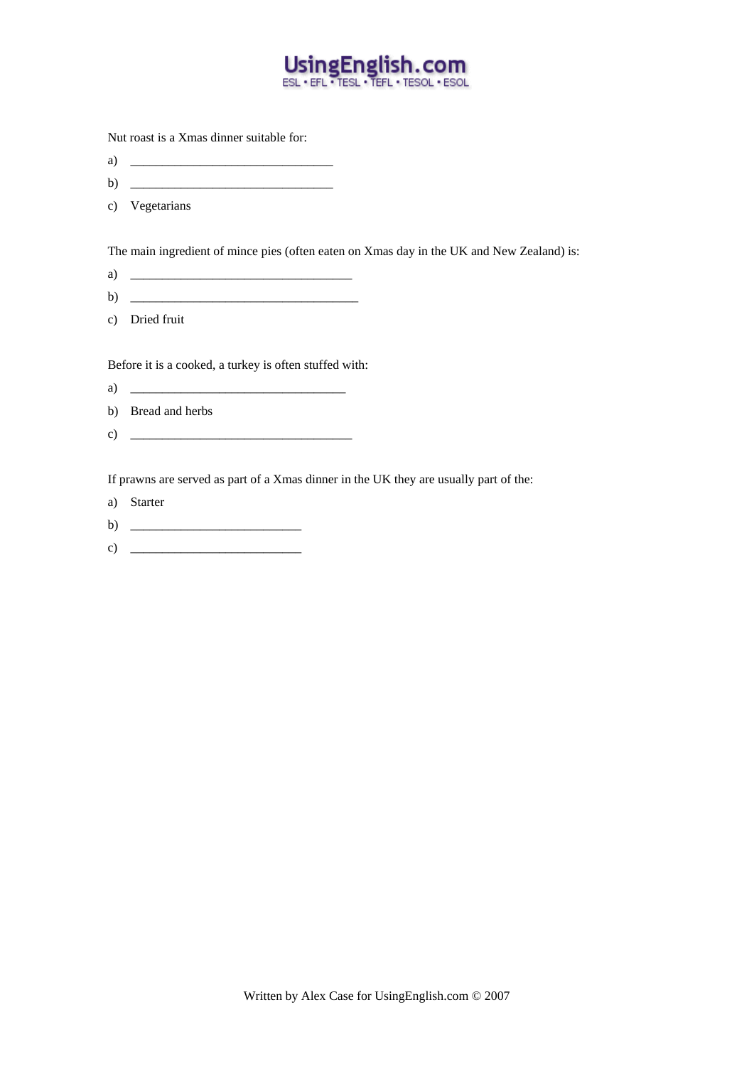Nut roast is a Xmas dinner suitable for:

a) ________________________________

b) ________________________________

c) Vegetarians

The main ingredient of mince pies (often eaten on Xmas day in the UK and New Zealand) is:

a) ___________________________________

b) ____________________________________

c) Dried fruit

Before it is a cooked, a turkey is often stuffed with:

a) __________________________________

b) Bread and herbs

c) ___________________________________

If prawns are served as part of a Xmas dinner in the UK they are usually part of the:

a) Starter

b) ___________________________

c) ___________________________

Written by Alex Case for UsingEnglish.com © 2007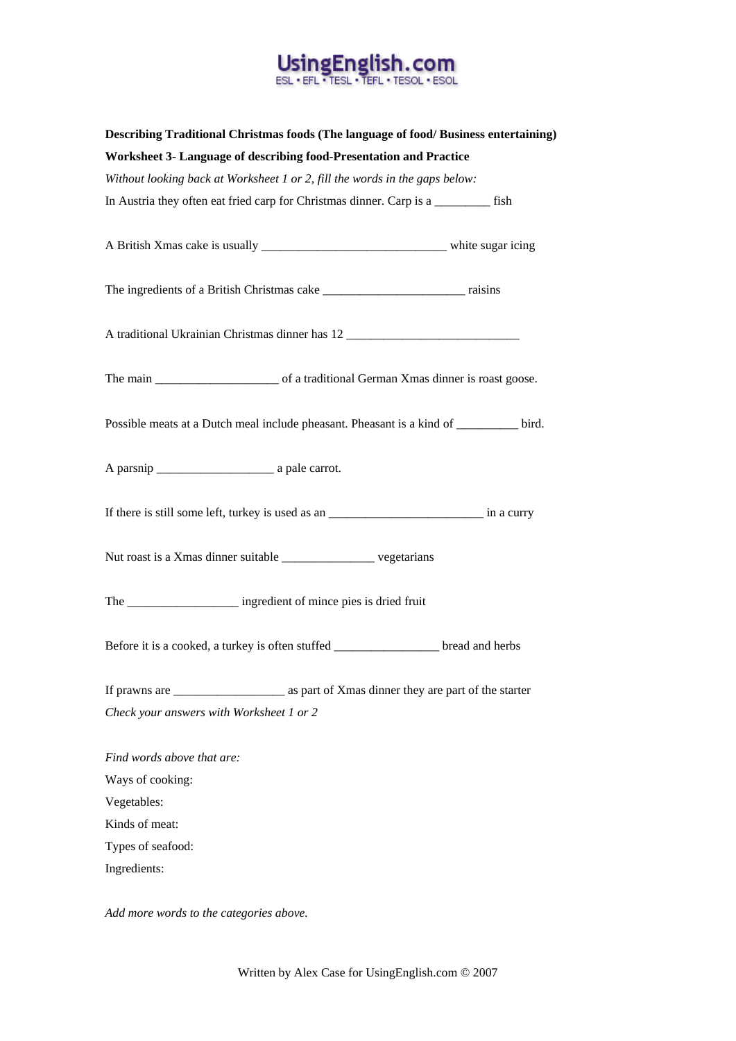**Describing Traditional Christmas foods (The language of food/ Business entertaining)**

**Worksheet 3- Language of describing food-Presentation and Practice**

*Without looking back at Worksheet 1 or 2, fill the words in the gaps below:*

In Austria they often eat fried carp for Christmas dinner. Carp is a _________ fish

A British Xmas cake is usually ______________________________ white sugar icing

The ingredients of a British Christmas cake _______________________ raisins

A traditional Ukrainian Christmas dinner has 12 ____________________________

The main ____________________ of a traditional German Xmas dinner is roast goose.

Possible meats at a Dutch meal include pheasant. Pheasant is a kind of __________ bird.

A parsnip ___________________ a pale carrot.

If there is still some left, turkey is used as an _________________________ in a curry

Nut roast is a Xmas dinner suitable _______________ vegetarians

The __________________ ingredient of mince pies is dried fruit

Before it is a cooked, a turkey is often stuffed _________________ bread and herbs

If prawns are __________________ as part of Xmas dinner they are part of the starter

*Check your answers with Worksheet 1 or 2*

*Find words above that are:*

Ways of cooking:

Vegetables:

Kinds of meat:

Types of seafood:

Ingredients:

*Add more words to the categories above.*

Written by Alex Case for UsingEnglish.com © 2007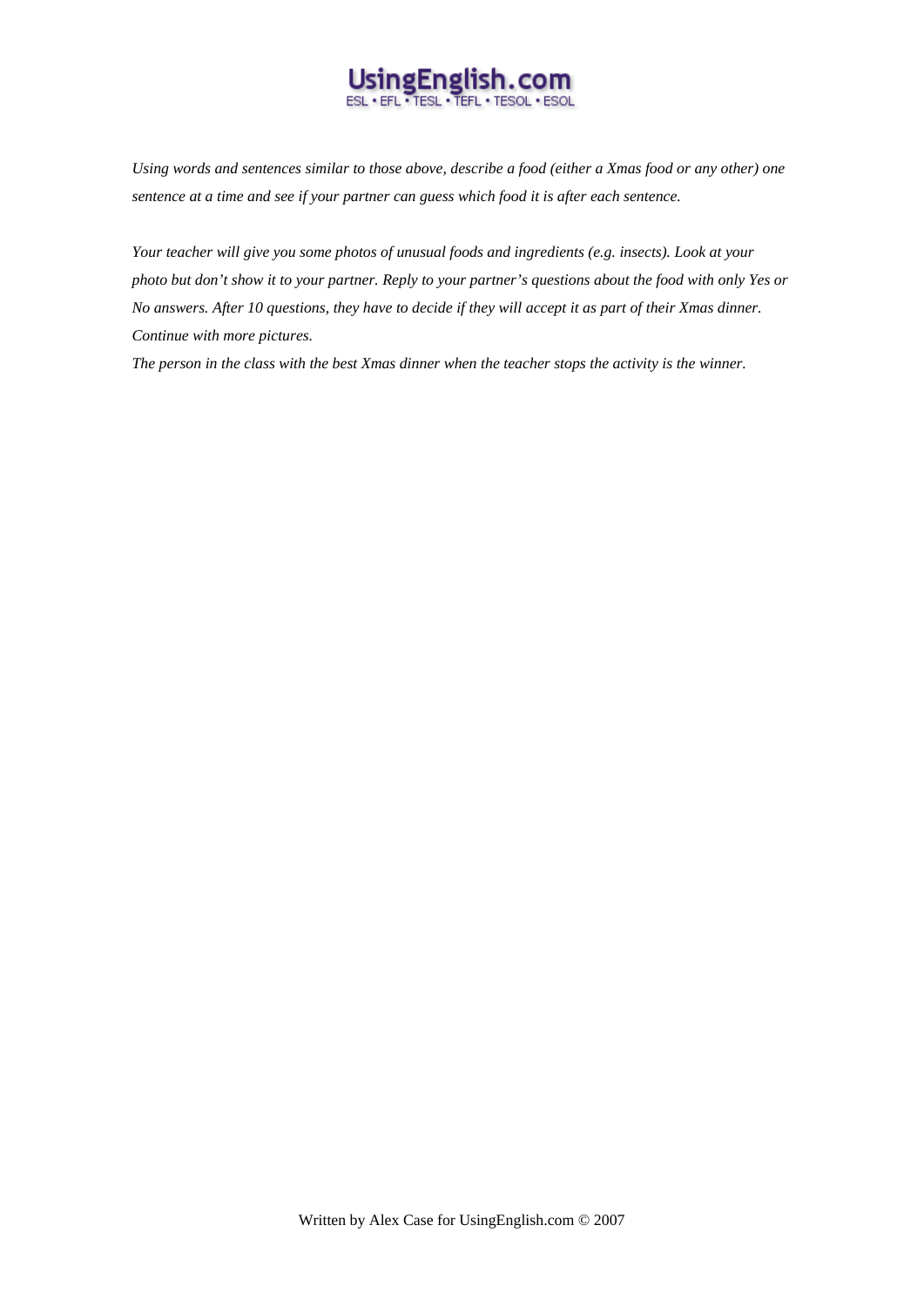*Using words and sentences similar to those above, describe a food (either a Xmas food or any other) one sentence at a time and see if your partner can guess which food it is after each sentence.*

*Your teacher will give you some photos of unusual foods and ingredients (e.g. insects). Look at your photo but don't show it to your partner. Reply to your partner's questions about the food with only Yes or No answers. After 10 questions, they have to decide if they will accept it as part of their Xmas dinner. Continue with more pictures.*

*The person in the class with the best Xmas dinner when the teacher stops the activity is the winner.*